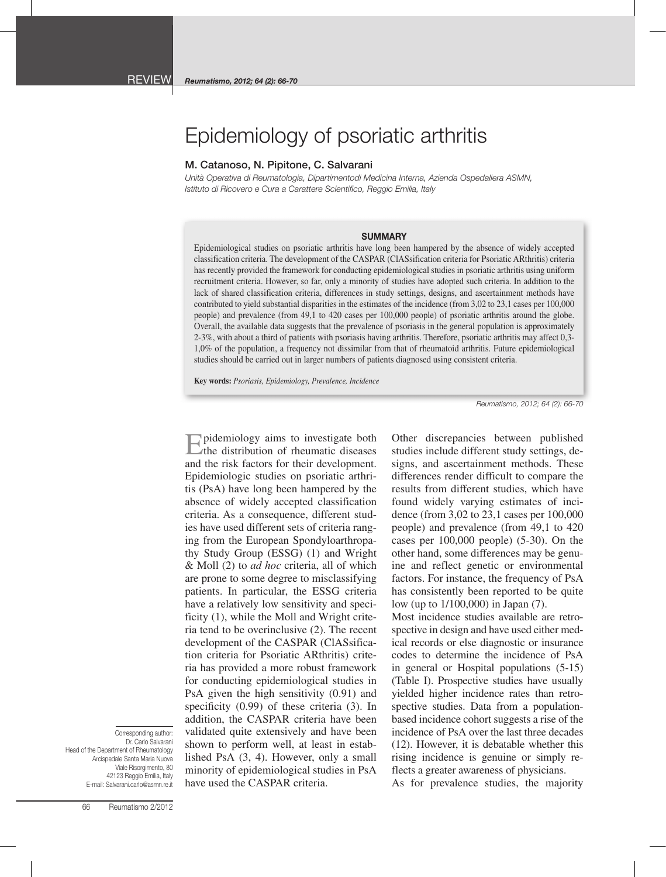REVIEW

# Epidemiology of psoriatic arthritis

**M. Catanoso, N. Pipitone, C. Salvarani**

*Unità Operativa di Reumatologia, Dipartimentodi Medicina Interna, Azienda Ospedaliera ASMN, Istituto di Ricovero e Cura a Carattere Scientifico, Reggio Emilia, Italy*

**SUMMARY**

Epidemiological studies on psoriatic arthritis have long been hampered by the absence of widely accepted classification criteria. The development of the CASPAR (ClASsification criteria for Psoriatic ARthritis) criteria has recently provided the framework for conducting epidemiological studies in psoriatic arthritis using uniform recruitment criteria. However, so far, only a minority of studies have adopted such criteria. In addition to the lack of shared classification criteria, differences in study settings, designs, and ascertainment methods have contributed to yield substantial disparities in the estimates of the incidence (from 3,02 to 23,1 cases per 100,000 people) and prevalence (from 49,1 to 420 cases per 100,000 people) of psoriatic arthritis around the globe. Overall, the available data suggests that the prevalence of psoriasis in the general population is approximately 2-3%, with about a third of patients with psoriasis having arthritis. Therefore, psoriatic arthritis may affect 0,3-1,0% of the population, a frequency not dissimilar from that of rheumatoid arthritis. Future epidemiological studies should be carried out in larger numbers of patients diagnosed using consistent criteria.

**Key words:** *Psoriasis, Epidemiology, Prevalence, Incidence*

Epidemiology aims to investigate both the distribution of rheumatic diseases and the risk factors for their development. Epidemiologic studies on psoriatic arthritis (PsA) have long been hampered by the absence of widely accepted classification criteria. As a consequence, different studies have used different sets of criteria ranging from the European Spondyloarthropathy Study Group (ESSG) (1) and Wright & Moll (2) to *ad hoc* criteria, all of which are prone to some degree to misclassifying patients. In particular, the ESSG criteria have a relatively low sensitivity and specificity (1), while the Moll and Wright criteria tend to be overinclusive (2). The recent development of the CASPAR (ClASsification criteria for Psoriatic ARthritis) criteria has provided a more robust framework for conducting epidemiological studies in PsA given the high sensitivity (0.91) and specificity (0.99) of these criteria (3). In addition, the CASPAR criteria have been validated quite extensively and have been shown to perform well, at least in established PsA (3, 4). However, only a small minority of epidemiological studies in PsA have used the CASPAR criteria.

Other discrepancies between published studies include different study settings, designs, and ascertainment methods. These differences render difficult to compare the results from different studies, which have found widely varying estimates of incidence (from 3,02 to 23,1 cases per 100,000 people) and prevalence (from 49,1 to 420 cases per 100,000 people) (5-30). On the other hand, some differences may be genuine and reflect genetic or environmental factors. For instance, the frequency of PsA has consistently been reported to be quite low (up to 1/100,000) in Japan (7).

Most incidence studies available are retrospective in design and have used either medical records or else diagnostic or insurance codes to determine the incidence of PsA in general or Hospital populations (5-15) (Table I). Prospective studies have usually yielded higher incidence rates than retrospective studies. Data from a population-based incidence cohort suggests a rise of the incidence of PsA over the last three decades (12). However, it is debatable whether this rising incidence is genuine or simply reflects a greater awareness of physicians.

As for prevalence studies, the majority

Corresponding author:
Dr. Carlo Salvarani
Head of the Department of Rheumatology
Arcispedale Santa Maria Nuova
Viale Risorgimento, 80
42123 Reggio Emilia, Italy
E-mail: Salvarani.carlo@asmn.re.it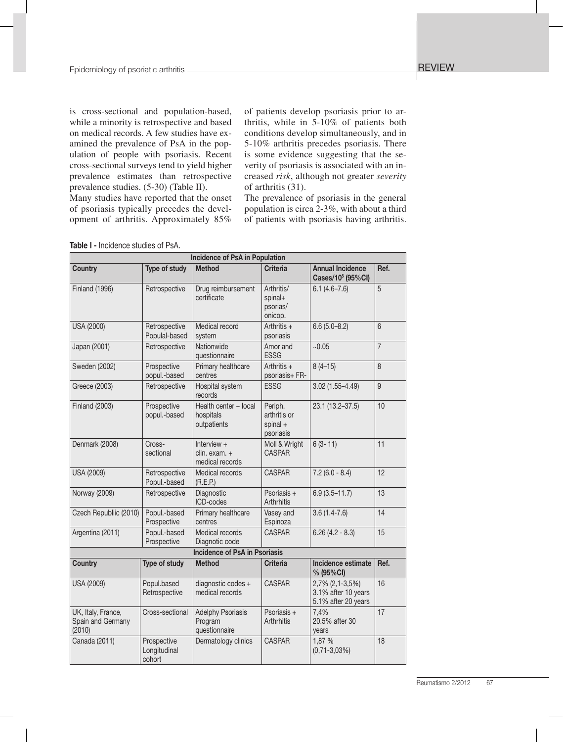is cross-sectional and population-based, while a minority is retrospective and based on medical records. A few studies have examined the prevalence of PsA in the population of people with psoriasis. Recent cross-sectional surveys tend to yield higher prevalence estimates than retrospective prevalence studies. (5-30) (Table II).

Many studies have reported that the onset of psoriasis typically precedes the development of arthritis. Approximately 85% of patients develop psoriasis prior to arthritis, while in 5-10% of patients both conditions develop simultaneously, and in 5-10% arthritis precedes psoriasis. There is some evidence suggesting that the severity of psoriasis is associated with an increased *risk*, although not greater *severity* of arthritis (31).

The prevalence of psoriasis in the general population is circa 2-3%, with about a third of patients with psoriasis having arthritis.

**Table I -** Incidence studies of PsA.

| **Incidence of PsA in Population** | | | | | |
|---|---|---|---|---|---|
| **Country** | **Type of study** | **Method** | **Criteria** | **Annual Incidence Cases/$10^5$ (95%CI)** | **Ref.** |
| Finland (1996) | Retrospective | Drug reimbursement certificate | Arthritis/ spinal+ psorias/ onicop. | 6.1 (4.6–7.6) | 5 |
| USA (2000) | Retrospective Popula-based | Medical record system | Arthritis + psoriasis | 6.6 (5.0–8.2) | 6 |
| Japan (2001) | Retrospective | Nationwide questionnaire | Amor and ESSG | ~0.05 | 7 |
| Sweden (2002) | Prospective popul.-based | Primary healthcare centres | Arthritis + psoriasis+ FR- | 8 (4–15) | 8 |
| Greece (2003) | Retrospective | Hospital system records | ESSG | 3.02 (1.55–4.49) | 9 |
| Finland (2003) | Prospective popul.-based | Health center + local hospitals outpatients | Periph. arthritis or spinal + psoriasis | 23.1 (13.2–37.5) | 10 |
| Denmark (2008) | Cross-sectional | Interview + clin. exam. + medical records | Moll & Wright CASPAR | 6 (3- 11) | 11 |
| USA (2009) | Retrospective Popul.-based | Medical records (R.E.P.) | CASPAR | 7.2 (6.0 - 8.4) | 12 |
| Norway (2009) | Retrospective | Diagnostic ICD-codes | Psoriasis + Arthrhitis | 6.9 (3.5–11.7) | 13 |
| Czech Republiic (2010) | Popul.-based Prospective | Primary healthcare centres | Vasey and Espinoza | 3.6 (1.4-7.6) | 14 |
| Argentina (2011) | Popul.-based Prospective | Medical records Diagnotic code | CASPAR | 6.26 (4.2 - 8.3) | 15 |
| **Incidence of PsA in Psoriasis** | | | | | |
| **Country** | **Type of study** | **Method** | **Criteria** | **Incidence estimate % (95%CI)** | **Ref.** |
| USA (2009) | Popul.based Retrospective | diagnostic codes + medical records | CASPAR | 2,7% (2,1-3,5%) 3.1% after 10 years 5.1% after 20 years | 16 |
| UK, Italy, France, Spain and Germany (2010) | Cross-sectional | Adelphy Psoriasis Program questionnaire | Psoriasis + Arthrhitis | 7,4% 20.5% after 30 years | 17 |
| Canada (2011) | Prospective Longitudinal cohort | Dermatology clinics | CASPAR | 1,87 % (0,71-3,03%) | 18 |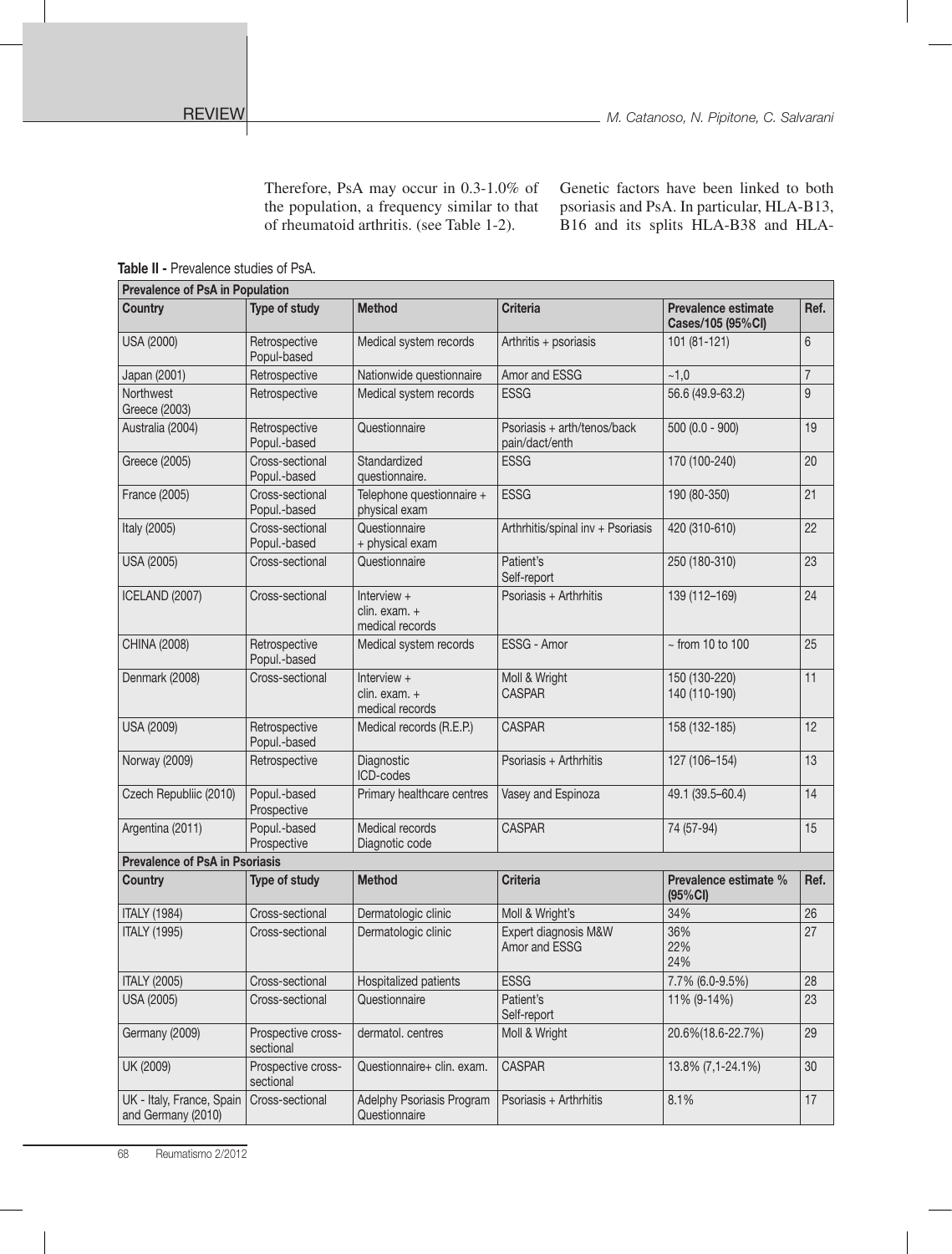Therefore, PsA may occur in 0.3-1.0% of the population, a frequency similar to that of rheumatoid arthritis. (see Table 1-2).

Genetic factors have been linked to both psoriasis and PsA. In particular, HLA-B13, B16 and its splits HLA-B38 and HLA-

**Table II -** Prevalence studies of PsA.

| **Prevalence of PsA in Population** | | | | | |
|---|---|---|---|---|---|
| **Country** | **Type of study** | **Method** | **Criteria** | **Prevalence estimate Cases/105 (95%CI)** | **Ref.** |
| USA (2000) | Retrospective Popul-based | Medical system records | Arthritis + psoriasis | 101 (81-121) | 6 |
| Japan (2001) | Retrospective | Nationwide questionnaire | Amor and ESSG | ~1,0 | 7 |
| Northwest Greece (2003) | Retrospective | Medical system records | ESSG | 56.6 (49.9-63.2) | 9 |
| Australia (2004) | Retrospective Popul.-based | Questionnaire | Psoriasis + arth/tenos/back pain/dact/enth | 500 (0.0 - 900) | 19 |
| Greece (2005) | Cross-sectional Popul.-based | Standardized questionnaire. | ESSG | 170 (100-240) | 20 |
| France (2005) | Cross-sectional Popul.-based | Telephone questionnaire + physical exam | ESSG | 190 (80-350) | 21 |
| Italy (2005) | Cross-sectional Popul.-based | Questionnaire + physical exam | Arthrhitis/spinal inv + Psoriasis | 420 (310-610) | 22 |
| USA (2005) | Cross-sectional | Questionnaire | Patient's Self-report | 250 (180-310) | 23 |
| ICELAND (2007) | Cross-sectional | Interview + clin. exam. + medical records | Psoriasis + Arthrhitis | 139 (112–169) | 24 |
| CHINA (2008) | Retrospective Popul.-based | Medical system records | ESSG - Amor | ~ from 10 to 100 | 25 |
| Denmark (2008) | Cross-sectional | Interview + clin. exam. + medical records | Moll & Wright CASPAR | 150 (130-220) 140 (110-190) | 11 |
| USA (2009) | Retrospective Popul.-based | Medical records (R.E.P.) | CASPAR | 158 (132-185) | 12 |
| Norway (2009) | Retrospective | Diagnostic ICD-codes | Psoriasis + Arthrhitis | 127 (106–154) | 13 |
| Czech Republiic (2010) | Popul.-based Prospective | Primary healthcare centres | Vasey and Espinoza | 49.1 (39.5–60.4) | 14 |
| Argentina (2011) | Popul.-based Prospective | Medical records Diagnotic code | CASPAR | 74 (57-94) | 15 |
| **Prevalence of PsA in Psoriasis** | | | | | |
| **Country** | **Type of study** | **Method** | **Criteria** | **Prevalence estimate % (95%CI)** | **Ref.** |
| ITALY (1984) | Cross-sectional | Dermatologic clinic | Moll & Wright's | 34% | 26 |
| ITALY (1995) | Cross-sectional | Dermatologic clinic | Expert diagnosis M&W Amor and ESSG | 36% 22% 24% | 27 |
| ITALY (2005) | Cross-sectional | Hospitalized patients | ESSG | 7.7% (6.0-9.5%) | 28 |
| USA (2005) | Cross-sectional | Questionnaire | Patient's Self-report | 11% (9-14%) | 23 |
| Germany (2009) | Prospective cross-sectional | dermatol. centres | Moll & Wright | 20.6%(18.6-22.7%) | 29 |
| UK (2009) | Prospective cross-sectional | Questionnaire+ clin. exam. | CASPAR | 13.8% (7,1-24.1%) | 30 |
| UK - Italy, France, Spain and Germany (2010) | Cross-sectional | Adelphy Psoriasis Program Questionnaire | Psoriasis + Arthrhitis | 8.1% | 17 |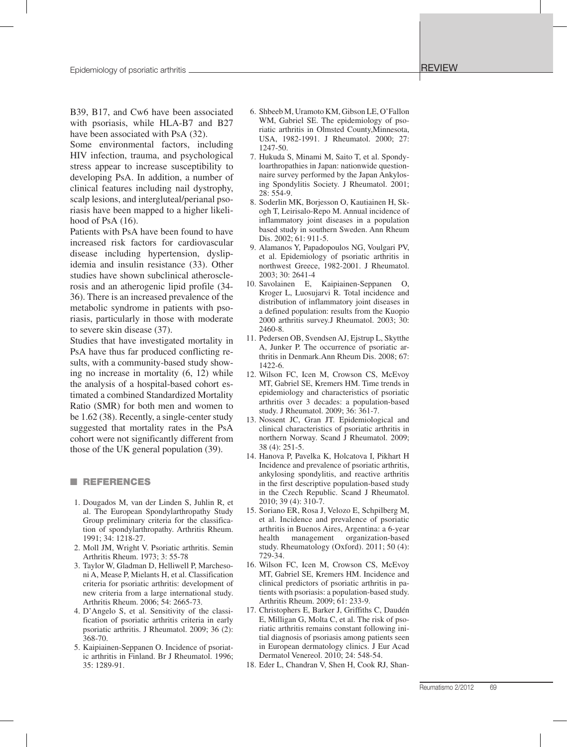B39, B17, and Cw6 have been associated with psoriasis, while HLA-B7 and B27 have been associated with PsA (32).

Some environmental factors, including HIV infection, trauma, and psychological stress appear to increase susceptibility to developing PsA. In addition, a number of clinical features including nail dystrophy, scalp lesions, and intergluteal/perianal psoriasis have been mapped to a higher likelihood of PsA (16).

Patients with PsA have been found to have increased risk factors for cardiovascular disease including hypertension, dyslipidemia and insulin resistance (33). Other studies have shown subclinical atherosclerosis and an atherogenic lipid profile (34-36). There is an increased prevalence of the metabolic syndrome in patients with psoriasis, particularly in those with moderate to severe skin disease (37).

Studies that have investigated mortality in PsA have thus far produced conflicting results, with a community-based study showing no increase in mortality (6, 12) while the analysis of a hospital-based cohort estimated a combined Standardized Mortality Ratio (SMR) for both men and women to be 1.62 (38). Recently, a single-center study suggested that mortality rates in the PsA cohort were not significantly different from those of the UK general population (39).

## REFERENCES

1. Dougados M, van der Linden S, Juhlin R, et al. The European Spondylarthropathy Study Group preliminary criteria for the classification of spondylarthropathy. Arthritis Rheum. 1991; 34: 1218-27.
2. Moll JM, Wright V. Psoriatic arthritis. Semin Arthritis Rheum. 1973; 3: 55-78
3. Taylor W, Gladman D, Helliwell P, Marchesoni A, Mease P, Mielants H, et al. Classification criteria for psoriatic arthritis: development of new criteria from a large international study. Arthritis Rheum. 2006; 54: 2665-73.
4. D'Angelo S, et al. Sensitivity of the classification of psoriatic arthritis criteria in early psoriatic arthritis. J Rheumatol. 2009; 36 (2): 368-70.
5. Kaipiainen-Seppanen O. Incidence of psoriatic arthritis in Finland. Br J Rheumatol. 1996; 35: 1289-91.
6. Shbeeb M, Uramoto KM, Gibson LE, O'Fallon WM, Gabriel SE. The epidemiology of psoriatic arthritis in Olmsted County,Minnesota, USA, 1982-1991. J Rheumatol. 2000; 27: 1247-50.
7. Hukuda S, Minami M, Saito T, et al. Spondyloarthropathies in Japan: nationwide questionnaire survey performed by the Japan Ankylosing Spondylitis Society. J Rheumatol. 2001; 28: 554-9.
8. Soderlin MK, Borjesson O, Kautiainen H, Skogh T, Leirisalo-Repo M. Annual incidence of inflammatory joint diseases in a population based study in southern Sweden. Ann Rheum Dis. 2002; 61: 911-5.
9. Alamanos Y, Papadopoulos NG, Voulgari PV, et al. Epidemiology of psoriatic arthritis in northwest Greece, 1982-2001. J Rheumatol. 2003; 30: 2641-4
10. Savolainen E, Kaipiainen-Seppanen O, Kroger L, Luosujarvi R. Total incidence and distribution of inflammatory joint diseases in a defined population: results from the Kuopio 2000 arthritis survey.J Rheumatol. 2003; 30: 2460-8.
11. Pedersen OB, Svendsen AJ, Ejstrup L, Skytthe A, Junker P. The occurrence of psoriatic arthritis in Denmark.Ann Rheum Dis. 2008; 67: 1422-6.
12. Wilson FC, Icen M, Crowson CS, McEvoy MT, Gabriel SE, Kremers HM. Time trends in epidemiology and characteristics of psoriatic arthritis over 3 decades: a population-based study. J Rheumatol. 2009; 36: 361-7.
13. Nossent JC, Gran JT. Epidemiological and clinical characteristics of psoriatic arthritis in northern Norway. Scand J Rheumatol. 2009; 38 (4): 251-5.
14. Hanova P, Pavelka K, Holcatova I, Pikhart H Incidence and prevalence of psoriatic arthritis, ankylosing spondylitis, and reactive arthritis in the first descriptive population-based study in the Czech Republic. Scand J Rheumatol. 2010; 39 (4): 310-7.
15. Soriano ER, Rosa J, Velozo E, Schpilberg M, et al. Incidence and prevalence of psoriatic arthritis in Buenos Aires, Argentina: a 6-year health management organization-based study. Rheumatology (Oxford). 2011; 50 (4): 729-34.
16. Wilson FC, Icen M, Crowson CS, McEvoy MT, Gabriel SE, Kremers HM. Incidence and clinical predictors of psoriatic arthritis in patients with psoriasis: a population-based study. Arthritis Rheum. 2009; 61: 233-9.
17. Christophers E, Barker J, Griffiths C, Daudén E, Milligan G, Molta C, et al. The risk of psoriatic arthritis remains constant following initial diagnosis of psoriasis among patients seen in European dermatology clinics. J Eur Acad Dermatol Venereol. 2010; 24: 548-54.
18. Eder L, Chandran V, Shen H, Cook RJ, Shan-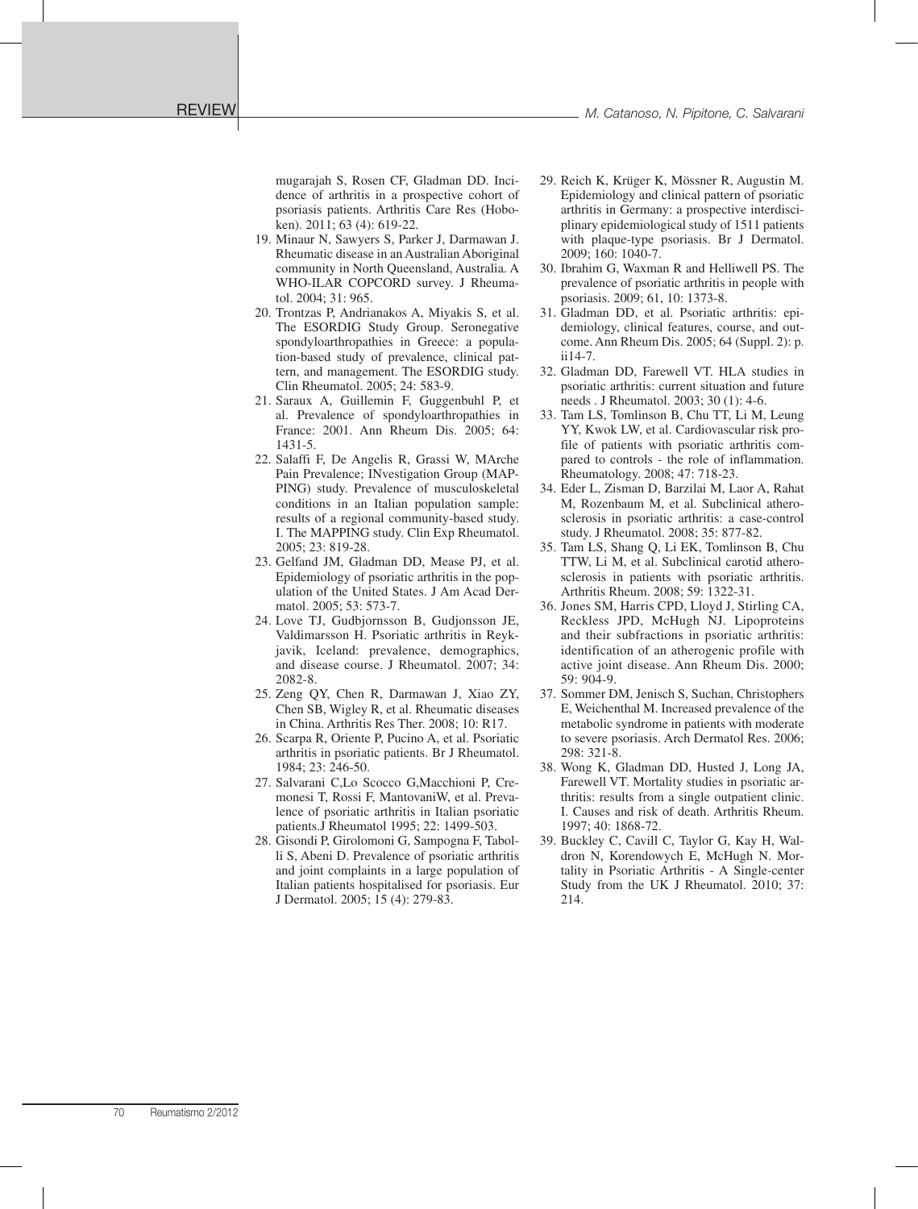mugarajah S, Rosen CF, Gladman DD. Incidence of arthritis in a prospective cohort of psoriasis patients. Arthritis Care Res (Hoboken). 2011; 63 (4): 619-22.

19. Minaur N, Sawyers S, Parker J, Darmawan J. Rheumatic disease in an Australian Aboriginal community in North Queensland, Australia. A WHO-ILAR COPCORD survey. J Rheumatol. 2004; 31: 965.
20. Trontzas P, Andrianakos A, Miyakis S, et al. The ESORDIG Study Group. Seronegative spondyloarthropathies in Greece: a population-based study of prevalence, clinical pattern, and management. The ESORDIG study. Clin Rheumatol. 2005; 24: 583-9.
21. Saraux A, Guillemin F, Guggenbuhl P, et al. Prevalence of spondyloarthropathies in France: 2001. Ann Rheum Dis. 2005; 64: 1431-5.
22. Salaffi F, De Angelis R, Grassi W, MArche Pain Prevalence; INvestigation Group (MAPPING) study. Prevalence of musculoskeletal conditions in an Italian population sample: results of a regional community-based study. I. The MAPPING study. Clin Exp Rheumatol. 2005; 23: 819-28.
23. Gelfand JM, Gladman DD, Mease PJ, et al. Epidemiology of psoriatic arthritis in the population of the United States. J Am Acad Dermatol. 2005; 53: 573-7.
24. Love TJ, Gudbjornsson B, Gudjonsson JE, Valdimarsson H. Psoriatic arthritis in Reykjavik, Iceland: prevalence, demographics, and disease course. J Rheumatol. 2007; 34: 2082-8.
25. Zeng QY, Chen R, Darmawan J, Xiao ZY, Chen SB, Wigley R, et al. Rheumatic diseases in China. Arthritis Res Ther. 2008; 10: R17.
26. Scarpa R, Oriente P, Pucino A, et al. Psoriatic arthritis in psoriatic patients. Br J Rheumatol. 1984; 23: 246-50.
27. Salvarani C,Lo Scocco G,Macchioni P, Cremonesi T, Rossi F, MantovaniW, et al. Prevalence of psoriatic arthritis in Italian psoriatic patients.J Rheumatol 1995; 22: 1499-503.
28. Gisondi P, Girolomoni G, Sampogna F, Tabolli S, Abeni D. Prevalence of psoriatic arthritis and joint complaints in a large population of Italian patients hospitalised for psoriasis. Eur J Dermatol. 2005; 15 (4): 279-83.
29. Reich K, Krüger K, Mössner R, Augustin M. Epidemiology and clinical pattern of psoriatic arthritis in Germany: a prospective interdisciplinary epidemiological study of 1511 patients with plaque-type psoriasis. Br J Dermatol. 2009; 160: 1040-7.
30. Ibrahim G, Waxman R and Helliwell PS. The prevalence of psoriatic arthritis in people with psoriasis. 2009; 61, 10: 1373-8.
31. Gladman DD, et al. Psoriatic arthritis: epidemiology, clinical features, course, and outcome. Ann Rheum Dis. 2005; 64 (Suppl. 2): p. ii14-7.
32. Gladman DD, Farewell VT. HLA studies in psoriatic arthritis: current situation and future needs . J Rheumatol. 2003; 30 (1): 4-6.
33. Tam LS, Tomlinson B, Chu TT, Li M, Leung YY, Kwok LW, et al. Cardiovascular risk profile of patients with psoriatic arthritis compared to controls - the role of inflammation. Rheumatology. 2008; 47: 718-23.
34. Eder L, Zisman D, Barzilai M, Laor A, Rahat M, Rozenbaum M, et al. Subclinical atherosclerosis in psoriatic arthritis: a case-control study. J Rheumatol. 2008; 35: 877-82.
35. Tam LS, Shang Q, Li EK, Tomlinson B, Chu TTW, Li M, et al. Subclinical carotid atherosclerosis in patients with psoriatic arthritis. Arthritis Rheum. 2008; 59: 1322-31.
36. Jones SM, Harris CPD, Lloyd J, Stirling CA, Reckless JPD, McHugh NJ. Lipoproteins and their subfractions in psoriatic arthritis: identification of an atherogenic profile with active joint disease. Ann Rheum Dis. 2000; 59: 904-9.
37. Sommer DM, Jenisch S, Suchan, Christophers E, Weichenthal M. Increased prevalence of the metabolic syndrome in patients with moderate to severe psoriasis. Arch Dermatol Res. 2006; 298: 321-8.
38. Wong K, Gladman DD, Husted J, Long JA, Farewell VT. Mortality studies in psoriatic arthritis: results from a single outpatient clinic. I. Causes and risk of death. Arthritis Rheum. 1997; 40: 1868-72.
39. Buckley C, Cavill C, Taylor G, Kay H, Waldron N, Korendowych E, McHugh N. Mortality in Psoriatic Arthritis - A Single-center Study from the UK J Rheumatol. 2010; 37: 214.